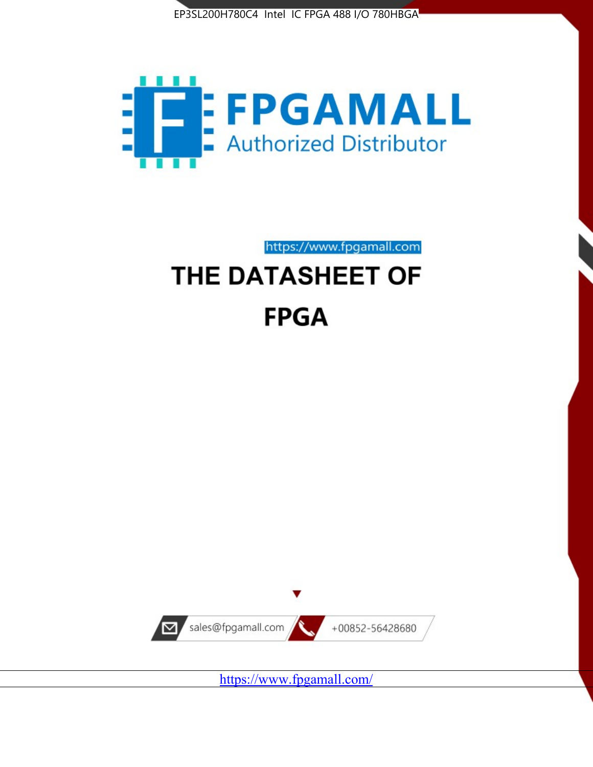EP3SL200H780C4 Intel IC FPGA 488 I/O 780HBGA

FPGAMALL

Authorized Distributor

https://www.fpgamall.com

# THE DATASHEET OF

# FPGA

sales@fpgamall.com

+00852-56428680

https://www.fpgamall.com/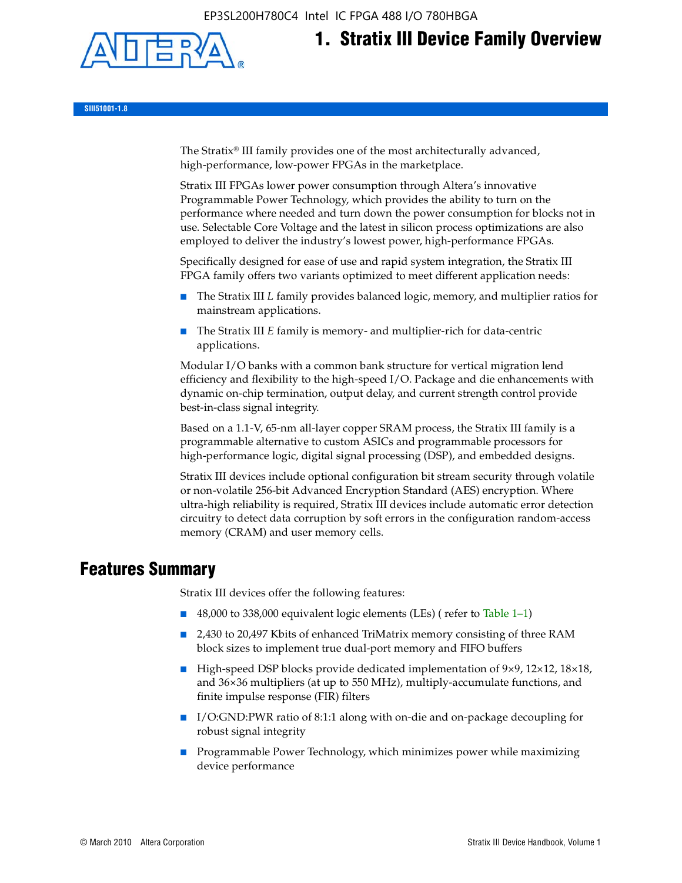# 1. Stratix III Device Family Overview

SIII51001-1.8

The Stratix® III family provides one of the most architecturally advanced, high-performance, low-power FPGAs in the marketplace.

Stratix III FPGAs lower power consumption through Altera's innovative Programmable Power Technology, which provides the ability to turn on the performance where needed and turn down the power consumption for blocks not in use. Selectable Core Voltage and the latest in silicon process optimizations are also employed to deliver the industry's lowest power, high-performance FPGAs.

Specifically designed for ease of use and rapid system integration, the Stratix III FPGA family offers two variants optimized to meet different application needs:

- The Stratix III *L* family provides balanced logic, memory, and multiplier ratios for mainstream applications.
- The Stratix III *E* family is memory- and multiplier-rich for data-centric applications.

Modular I/O banks with a common bank structure for vertical migration lend efficiency and flexibility to the high-speed I/O. Package and die enhancements with dynamic on-chip termination, output delay, and current strength control provide best-in-class signal integrity.

Based on a 1.1-V, 65-nm all-layer copper SRAM process, the Stratix III family is a programmable alternative to custom ASICs and programmable processors for high-performance logic, digital signal processing (DSP), and embedded designs.

Stratix III devices include optional configuration bit stream security through volatile or non-volatile 256-bit Advanced Encryption Standard (AES) encryption. Where ultra-high reliability is required, Stratix III devices include automatic error detection circuitry to detect data corruption by soft errors in the configuration random-access memory (CRAM) and user memory cells.

## Features Summary

Stratix III devices offer the following features:

- 48,000 to 338,000 equivalent logic elements (LEs) ( refer to Table 1–1)
- 2,430 to 20,497 Kbits of enhanced TriMatrix memory consisting of three RAM block sizes to implement true dual-port memory and FIFO buffers
- High-speed DSP blocks provide dedicated implementation of 9×9, 12×12, 18×18, and 36×36 multipliers (at up to 550 MHz), multiply-accumulate functions, and finite impulse response (FIR) filters
- I/O:GND:PWR ratio of 8:1:1 along with on-die and on-package decoupling for robust signal integrity
- Programmable Power Technology, which minimizes power while maximizing device performance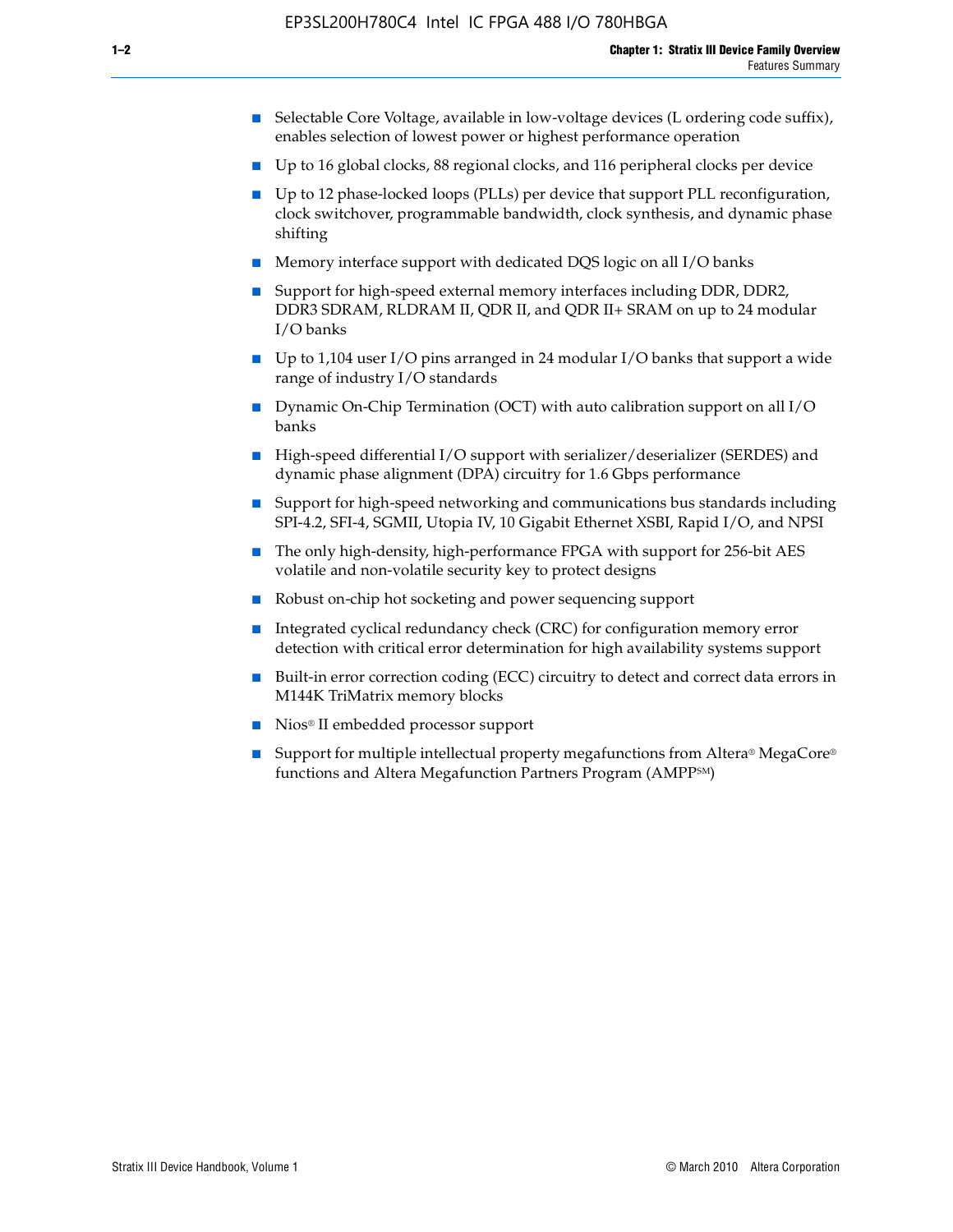- Selectable Core Voltage, available in low-voltage devices (L ordering code suffix), enables selection of lowest power or highest performance operation
- Up to 16 global clocks, 88 regional clocks, and 116 peripheral clocks per device
- Up to 12 phase-locked loops (PLLs) per device that support PLL reconfiguration, clock switchover, programmable bandwidth, clock synthesis, and dynamic phase shifting
- Memory interface support with dedicated DQS logic on all I/O banks
- Support for high-speed external memory interfaces including DDR, DDR2, DDR3 SDRAM, RLDRAM II, QDR II, and QDR II+ SRAM on up to 24 modular I/O banks
- Up to 1,104 user I/O pins arranged in 24 modular I/O banks that support a wide range of industry I/O standards
- Dynamic On-Chip Termination (OCT) with auto calibration support on all I/O banks
- High-speed differential I/O support with serializer/deserializer (SERDES) and dynamic phase alignment (DPA) circuitry for 1.6 Gbps performance
- Support for high-speed networking and communications bus standards including SPI-4.2, SFI-4, SGMII, Utopia IV, 10 Gigabit Ethernet XSBI, Rapid I/O, and NPSI
- The only high-density, high-performance FPGA with support for 256-bit AES volatile and non-volatile security key to protect designs
- Robust on-chip hot socketing and power sequencing support
- Integrated cyclical redundancy check (CRC) for configuration memory error detection with critical error determination for high availability systems support
- Built-in error correction coding (ECC) circuitry to detect and correct data errors in M144K TriMatrix memory blocks
- Nios® II embedded processor support
- Support for multiple intellectual property megafunctions from Altera® MegaCore® functions and Altera Megafunction Partners Program (AMPP℠)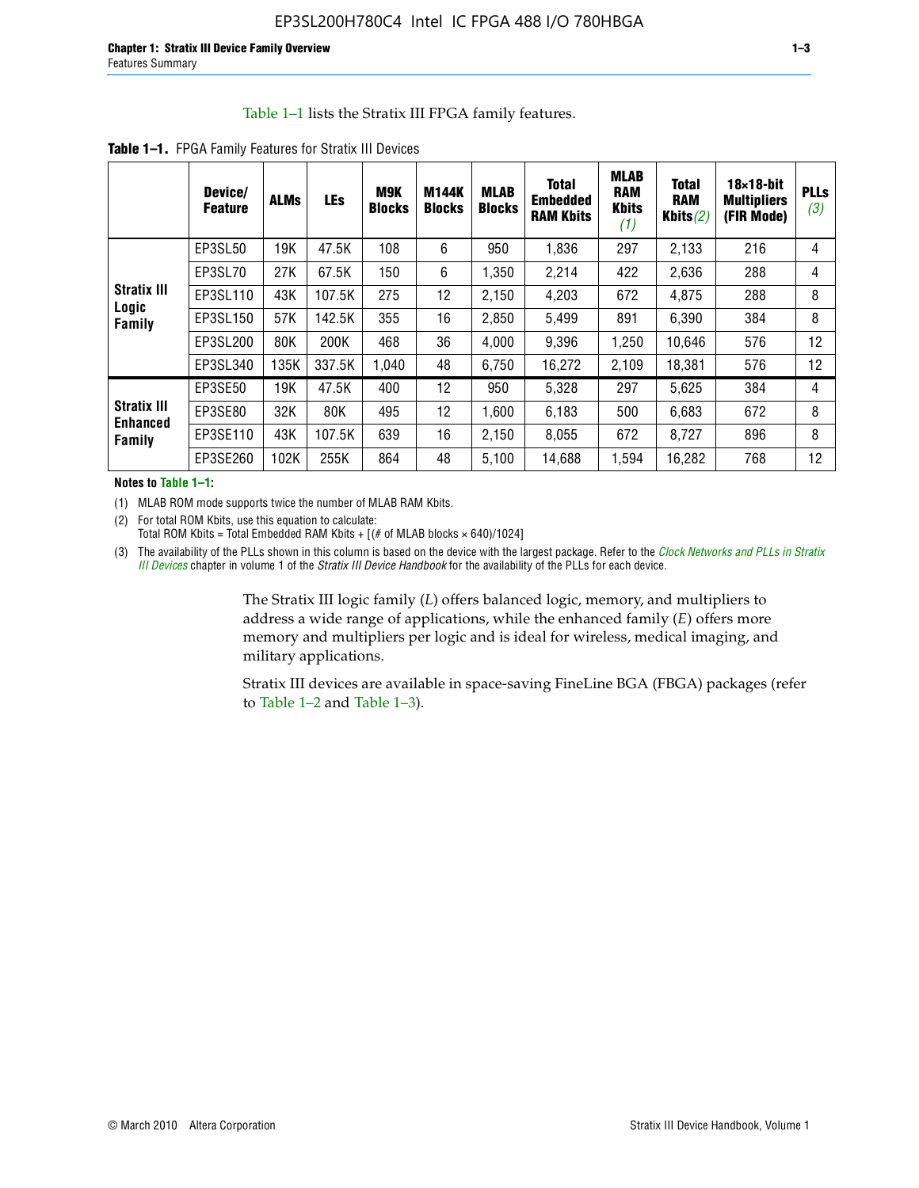Table 1–1 lists the Stratix III FPGA family features.

**Table 1–1.** FPGA Family Features for Stratix III Devices

| | Device/ Feature | ALMs | LEs | M9K Blocks | M144K Blocks | MLAB Blocks | Total Embedded RAM Kbits | MLAB RAM Kbits *(1)* | Total RAM Kbits *(2)* | 18×18-bit Multipliers (FIR Mode) | PLLs *(3)* |
|---|---|---|---|---|---|---|---|---|---|---|---|
| **Stratix III Logic Family** | EP3SL50 | 19K | 47.5K | 108 | 6 | 950 | 1,836 | 297 | 2,133 | 216 | 4 |
| | EP3SL70 | 27K | 67.5K | 150 | 6 | 1,350 | 2,214 | 422 | 2,636 | 288 | 4 |
| | EP3SL110 | 43K | 107.5K | 275 | 12 | 2,150 | 4,203 | 672 | 4,875 | 288 | 8 |
| | EP3SL150 | 57K | 142.5K | 355 | 16 | 2,850 | 5,499 | 891 | 6,390 | 384 | 8 |
| | EP3SL200 | 80K | 200K | 468 | 36 | 4,000 | 9,396 | 1,250 | 10,646 | 576 | 12 |
| | EP3SL340 | 135K | 337.5K | 1,040 | 48 | 6,750 | 16,272 | 2,109 | 18,381 | 576 | 12 |
| **Stratix III Enhanced Family** | EP3SE50 | 19K | 47.5K | 400 | 12 | 950 | 5,328 | 297 | 5,625 | 384 | 4 |
| | EP3SE80 | 32K | 80K | 495 | 12 | 1,600 | 6,183 | 500 | 6,683 | 672 | 8 |
| | EP3SE110 | 43K | 107.5K | 639 | 16 | 2,150 | 8,055 | 672 | 8,727 | 896 | 8 |
| | EP3SE260 | 102K | 255K | 864 | 48 | 5,100 | 14,688 | 1,594 | 16,282 | 768 | 12 |

**Notes to Table 1–1:**

(1) MLAB ROM mode supports twice the number of MLAB RAM Kbits.

(2) For total ROM Kbits, use this equation to calculate:
Total ROM Kbits = Total Embedded RAM Kbits + [(# of MLAB blocks × 640)/1024]

(3) The availability of the PLLs shown in this column is based on the device with the largest package. Refer to the *Clock Networks and PLLs in Stratix III Devices* chapter in volume 1 of the *Stratix III Device Handbook* for the availability of the PLLs for each device.

The Stratix III logic family (*L*) offers balanced logic, memory, and multipliers to address a wide range of applications, while the enhanced family (*E*) offers more memory and multipliers per logic and is ideal for wireless, medical imaging, and military applications.

Stratix III devices are available in space-saving FineLine BGA (FBGA) packages (refer to Table 1–2 and Table 1–3).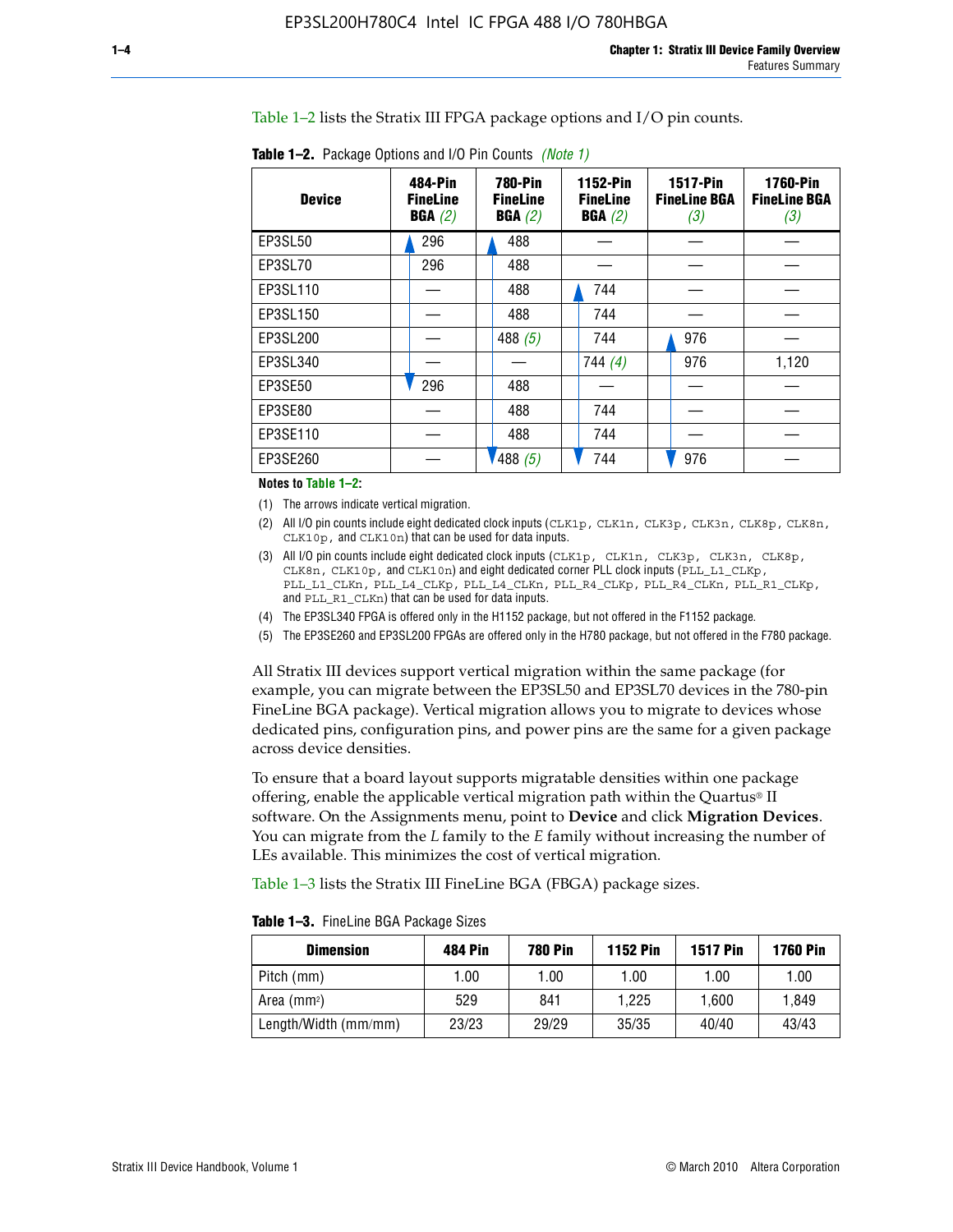Table 1–2 lists the Stratix III FPGA package options and I/O pin counts.

**Table 1–2.** Package Options and I/O Pin Counts *(Note 1)*

| Device | 484-Pin FineLine BGA *(2)* | 780-Pin FineLine BGA *(2)* | 1152-Pin FineLine BGA *(2)* | 1517-Pin FineLine BGA *(3)* | 1760-Pin FineLine BGA *(3)* |
|---|---|---|---|---|---|
| EP3SL50 | 296 | 488 | — | — | — |
| EP3SL70 | 296 | 488 | — | — | — |
| EP3SL110 | — | 488 | 744 | — | — |
| EP3SL150 | — | 488 | 744 | — | — |
| EP3SL200 | — | 488 *(5)* | 744 | 976 | — |
| EP3SL340 | — | — | 744 *(4)* | 976 | 1,120 |
| EP3SE50 | 296 | 488 | — | — | — |
| EP3SE80 | — | 488 | 744 | — | — |
| EP3SE110 | — | 488 | 744 | — | — |
| EP3SE260 | — | 488 *(5)* | 744 | 976 | — |

**Notes to Table 1–2:**

(1) The arrows indicate vertical migration.

(2) All I/O pin counts include eight dedicated clock inputs (CLK1p, CLK1n, CLK3p, CLK3n, CLK8p, CLK8n, CLK10p, and CLK10n) that can be used for data inputs.

(3) All I/O pin counts include eight dedicated clock inputs (CLK1p, CLK1n, CLK3p, CLK3n, CLK8p, CLK8n, CLK10p, and CLK10n) and eight dedicated corner PLL clock inputs (PLL_L1_CLKp, PLL_L1_CLKn, PLL_L4_CLKp, PLL_L4_CLKn, PLL_R4_CLKp, PLL_R4_CLKn, PLL_R1_CLKp, and PLL_R1_CLKn) that can be used for data inputs.

(4) The EP3SL340 FPGA is offered only in the H1152 package, but not offered in the F1152 package.

(5) The EP3SE260 and EP3SL200 FPGAs are offered only in the H780 package, but not offered in the F780 package.

All Stratix III devices support vertical migration within the same package (for example, you can migrate between the EP3SL50 and EP3SL70 devices in the 780-pin FineLine BGA package). Vertical migration allows you to migrate to devices whose dedicated pins, configuration pins, and power pins are the same for a given package across device densities.

To ensure that a board layout supports migratable densities within one package offering, enable the applicable vertical migration path within the Quartus® II software. On the Assignments menu, point to **Device** and click **Migration Devices**. You can migrate from the *L* family to the *E* family without increasing the number of LEs available. This minimizes the cost of vertical migration.

Table 1–3 lists the Stratix III FineLine BGA (FBGA) package sizes.

**Table 1–3.** FineLine BGA Package Sizes

| Dimension | 484 Pin | 780 Pin | 1152 Pin | 1517 Pin | 1760 Pin |
|---|---|---|---|---|---|
| Pitch (mm) | 1.00 | 1.00 | 1.00 | 1.00 | 1.00 |
| Area ($mm^2$) | 529 | 841 | 1,225 | 1,600 | 1,849 |
| Length/Width (mm/mm) | 23/23 | 29/29 | 35/35 | 40/40 | 43/43 |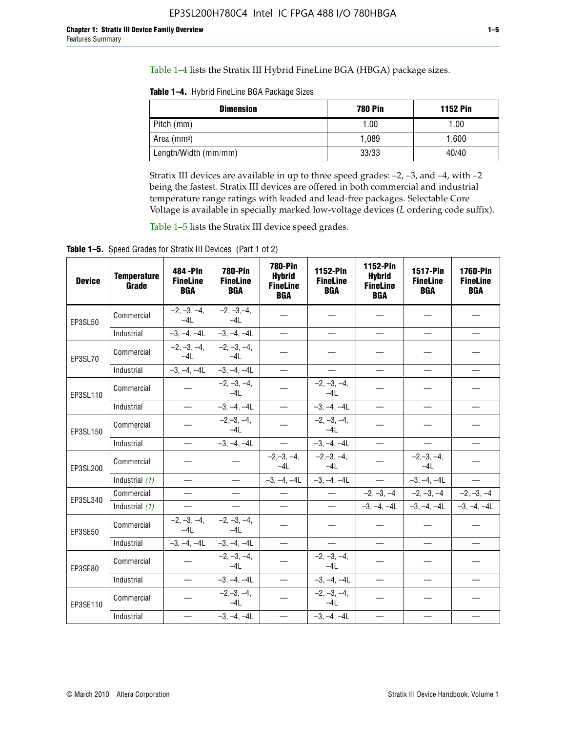Table 1–4 lists the Stratix III Hybrid FineLine BGA (HBGA) package sizes.

**Table 1–4.** Hybrid FineLine BGA Package Sizes

| Dimension | 780 Pin | 1152 Pin |
|---|---|---|
| Pitch (mm) | 1.00 | 1.00 |
| Area (mm²) | 1,089 | 1,600 |
| Length/Width (mm/mm) | 33/33 | 40/40 |

Stratix III devices are available in up to three speed grades: –2, –3, and –4, with –2 being the fastest. Stratix III devices are offered in both commercial and industrial temperature range ratings with leaded and lead-free packages. Selectable Core Voltage is available in specially marked low-voltage devices (*L* ordering code suffix).

Table 1–5 lists the Stratix III device speed grades.

**Table 1–5.** Speed Grades for Stratix III Devices (Part 1 of 2)

| Device | Temperature Grade | 484-Pin FineLine BGA | 780-Pin FineLine BGA | 780-Pin Hybrid FineLine BGA | 1152-Pin FineLine BGA | 1152-Pin Hybrid FineLine BGA | 1517-Pin FineLine BGA | 1760-Pin FineLine BGA |
|---|---|---|---|---|---|---|---|---|
| EP3SL50 | Commercial | –2, –3, –4, –4L | –2, –3,–4, –4L | — | — | — | — | — |
| | Industrial | –3, –4, –4L | –3, –4, –4L | — | — | — | — | — |
| EP3SL70 | Commercial | –2, –3, –4, –4L | –2, –3, –4, –4L | — | — | — | — | — |
| | Industrial | –3, –4, –4L | –3, –4, –4L | — | — | — | — | — |
| EP3SL110 | Commercial | — | –2, –3, –4, –4L | — | –2, –3, –4, –4L | — | — | — |
| | Industrial | — | –3, –4, –4L | — | –3, –4, –4L | — | — | — |
| EP3SL150 | Commercial | — | –2,–3, –4, –4L | — | –2, –3, –4, –4L | — | — | — |
| | Industrial | — | –3, –4, –4L | — | –3, –4, –4L | — | — | — |
| EP3SL200 | Commercial | — | — | –2,–3, –4, –4L | –2,–3, –4, –4L | — | –2,–3, –4, –4L | — |
| | Industrial *(1)* | — | — | –3, –4, –4L | –3, –4, –4L | — | –3, –4, –4L | — |
| EP3SL340 | Commercial | — | — | — | — | –2, –3, –4 | –2, –3, –4 | –2, –3, –4 |
| | Industrial *(1)* | — | — | — | — | –3, –4, –4L | –3, –4, –4L | –3, –4, –4L |
| EP3SE50 | Commercial | –2, –3, –4, –4L | –2, –3, –4, –4L | — | — | — | — | — |
| | Industrial | –3, –4, –4L | –3, –4, –4L | — | — | — | — | — |
| EP3SE80 | Commercial | — | –2, –3, –4, –4L | — | –2, –3, –4, –4L | — | — | — |
| | Industrial | — | –3, –4, –4L | — | –3, –4, –4L | — | — | — |
| EP3SE110 | Commercial | — | –2,–3, –4, –4L | — | –2, –3, –4, –4L | — | — | — |
| | Industrial | — | –3, –4, –4L | — | –3, –4, –4L | — | — | — |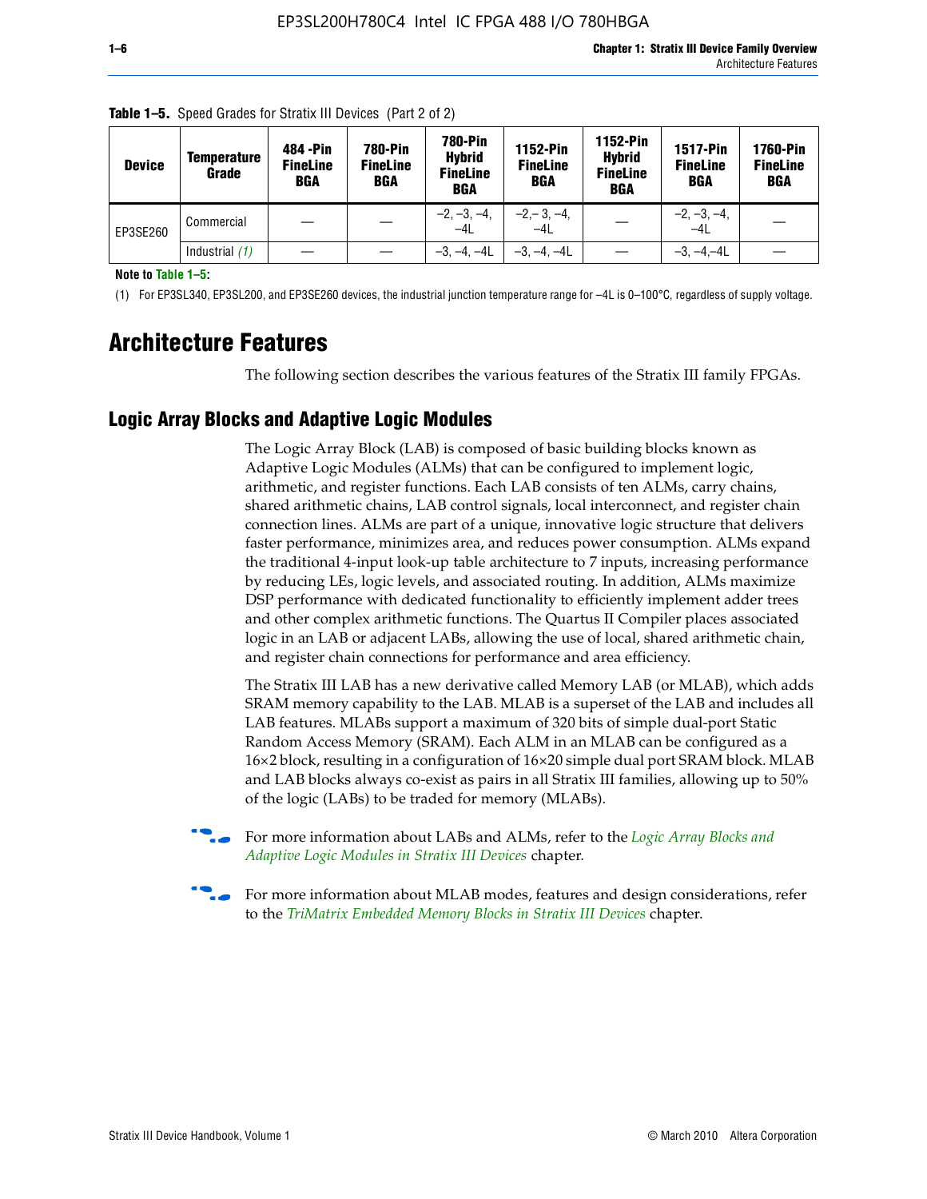**Table 1–5.** Speed Grades for Stratix III Devices (Part 2 of 2)

| Device | Temperature Grade | 484 -Pin FineLine BGA | 780-Pin FineLine BGA | 780-Pin Hybrid FineLine BGA | 1152-Pin FineLine BGA | 1152-Pin Hybrid FineLine BGA | 1517-Pin FineLine BGA | 1760-Pin FineLine BGA |
|---|---|---|---|---|---|---|---|---|
| EP3SE260 | Commercial | — | — | –2, –3, –4, –4L | –2,– 3, –4, –4L | — | –2, –3, –4, –4L | — |
| | Industrial *(1)* | — | — | –3, –4, –4L | –3, –4, –4L | — | –3, –4,–4L | — |

**Note to Table 1–5:**

(1) For EP3SL340, EP3SL200, and EP3SE260 devices, the industrial junction temperature range for –4L is 0–100°C, regardless of supply voltage.

# Architecture Features

The following section describes the various features of the Stratix III family FPGAs.

## Logic Array Blocks and Adaptive Logic Modules

The Logic Array Block (LAB) is composed of basic building blocks known as Adaptive Logic Modules (ALMs) that can be configured to implement logic, arithmetic, and register functions. Each LAB consists of ten ALMs, carry chains, shared arithmetic chains, LAB control signals, local interconnect, and register chain connection lines. ALMs are part of a unique, innovative logic structure that delivers faster performance, minimizes area, and reduces power consumption. ALMs expand the traditional 4-input look-up table architecture to 7 inputs, increasing performance by reducing LEs, logic levels, and associated routing. In addition, ALMs maximize DSP performance with dedicated functionality to efficiently implement adder trees and other complex arithmetic functions. The Quartus II Compiler places associated logic in an LAB or adjacent LABs, allowing the use of local, shared arithmetic chain, and register chain connections for performance and area efficiency.

The Stratix III LAB has a new derivative called Memory LAB (or MLAB), which adds SRAM memory capability to the LAB. MLAB is a superset of the LAB and includes all LAB features. MLABs support a maximum of 320 bits of simple dual-port Static Random Access Memory (SRAM). Each ALM in an MLAB can be configured as a 16×2 block, resulting in a configuration of 16×20 simple dual port SRAM block. MLAB and LAB blocks always co-exist as pairs in all Stratix III families, allowing up to 50% of the logic (LABs) to be traded for memory (MLABs).

For more information about LABs and ALMs, refer to the *Logic Array Blocks and Adaptive Logic Modules in Stratix III Devices* chapter.

For more information about MLAB modes, features and design considerations, refer to the *TriMatrix Embedded Memory Blocks in Stratix III Devices* chapter.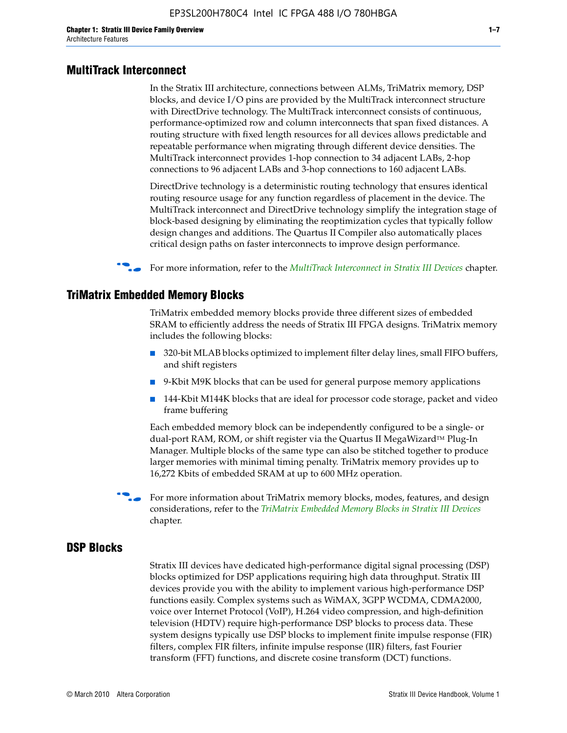## MultiTrack Interconnect

In the Stratix III architecture, connections between ALMs, TriMatrix memory, DSP blocks, and device I/O pins are provided by the MultiTrack interconnect structure with DirectDrive technology. The MultiTrack interconnect consists of continuous, performance-optimized row and column interconnects that span fixed distances. A routing structure with fixed length resources for all devices allows predictable and repeatable performance when migrating through different device densities. The MultiTrack interconnect provides 1-hop connection to 34 adjacent LABs, 2-hop connections to 96 adjacent LABs and 3-hop connections to 160 adjacent LABs.

DirectDrive technology is a deterministic routing technology that ensures identical routing resource usage for any function regardless of placement in the device. The MultiTrack interconnect and DirectDrive technology simplify the integration stage of block-based designing by eliminating the reoptimization cycles that typically follow design changes and additions. The Quartus II Compiler also automatically places critical design paths on faster interconnects to improve design performance.

For more information, refer to the *MultiTrack Interconnect in Stratix III Devices* chapter.

## TriMatrix Embedded Memory Blocks

TriMatrix embedded memory blocks provide three different sizes of embedded SRAM to efficiently address the needs of Stratix III FPGA designs. TriMatrix memory includes the following blocks:

- 320-bit MLAB blocks optimized to implement filter delay lines, small FIFO buffers, and shift registers
- 9-Kbit M9K blocks that can be used for general purpose memory applications
- 144-Kbit M144K blocks that are ideal for processor code storage, packet and video frame buffering

Each embedded memory block can be independently configured to be a single- or dual-port RAM, ROM, or shift register via the Quartus II MegaWizard™ Plug-In Manager. Multiple blocks of the same type can also be stitched together to produce larger memories with minimal timing penalty. TriMatrix memory provides up to 16,272 Kbits of embedded SRAM at up to 600 MHz operation.

For more information about TriMatrix memory blocks, modes, features, and design considerations, refer to the *TriMatrix Embedded Memory Blocks in Stratix III Devices* chapter.

## DSP Blocks

Stratix III devices have dedicated high-performance digital signal processing (DSP) blocks optimized for DSP applications requiring high data throughput. Stratix III devices provide you with the ability to implement various high-performance DSP functions easily. Complex systems such as WiMAX, 3GPP WCDMA, CDMA2000, voice over Internet Protocol (VoIP), H.264 video compression, and high-definition television (HDTV) require high-performance DSP blocks to process data. These system designs typically use DSP blocks to implement finite impulse response (FIR) filters, complex FIR filters, infinite impulse response (IIR) filters, fast Fourier transform (FFT) functions, and discrete cosine transform (DCT) functions.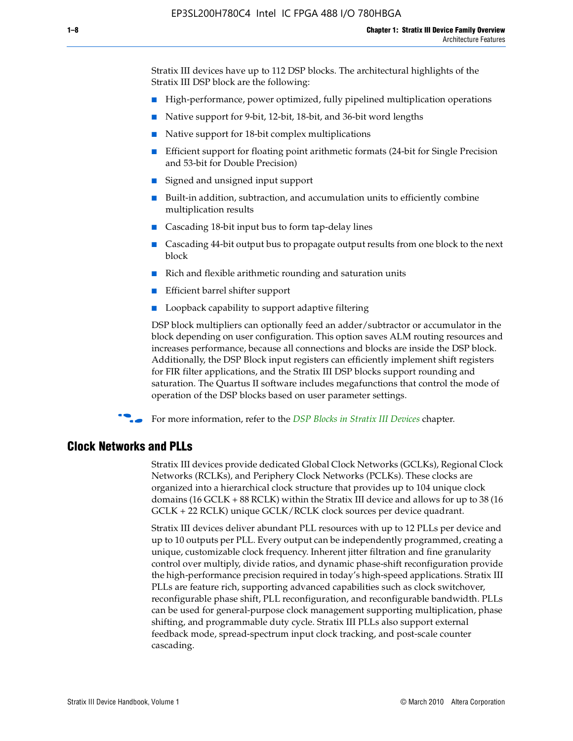Stratix III devices have up to 112 DSP blocks. The architectural highlights of the Stratix III DSP block are the following:

- High-performance, power optimized, fully pipelined multiplication operations
- Native support for 9-bit, 12-bit, 18-bit, and 36-bit word lengths
- Native support for 18-bit complex multiplications
- Efficient support for floating point arithmetic formats (24-bit for Single Precision and 53-bit for Double Precision)
- Signed and unsigned input support
- Built-in addition, subtraction, and accumulation units to efficiently combine multiplication results
- Cascading 18-bit input bus to form tap-delay lines
- Cascading 44-bit output bus to propagate output results from one block to the next block
- Rich and flexible arithmetic rounding and saturation units
- Efficient barrel shifter support
- Loopback capability to support adaptive filtering

DSP block multipliers can optionally feed an adder/subtractor or accumulator in the block depending on user configuration. This option saves ALM routing resources and increases performance, because all connections and blocks are inside the DSP block. Additionally, the DSP Block input registers can efficiently implement shift registers for FIR filter applications, and the Stratix III DSP blocks support rounding and saturation. The Quartus II software includes megafunctions that control the mode of operation of the DSP blocks based on user parameter settings.

For more information, refer to the *DSP Blocks in Stratix III Devices* chapter.

## Clock Networks and PLLs

Stratix III devices provide dedicated Global Clock Networks (GCLKs), Regional Clock Networks (RCLKs), and Periphery Clock Networks (PCLKs). These clocks are organized into a hierarchical clock structure that provides up to 104 unique clock domains (16 GCLK + 88 RCLK) within the Stratix III device and allows for up to 38 (16 GCLK + 22 RCLK) unique GCLK/RCLK clock sources per device quadrant.

Stratix III devices deliver abundant PLL resources with up to 12 PLLs per device and up to 10 outputs per PLL. Every output can be independently programmed, creating a unique, customizable clock frequency. Inherent jitter filtration and fine granularity control over multiply, divide ratios, and dynamic phase-shift reconfiguration provide the high-performance precision required in today's high-speed applications. Stratix III PLLs are feature rich, supporting advanced capabilities such as clock switchover, reconfigurable phase shift, PLL reconfiguration, and reconfigurable bandwidth. PLLs can be used for general-purpose clock management supporting multiplication, phase shifting, and programmable duty cycle. Stratix III PLLs also support external feedback mode, spread-spectrum input clock tracking, and post-scale counter cascading.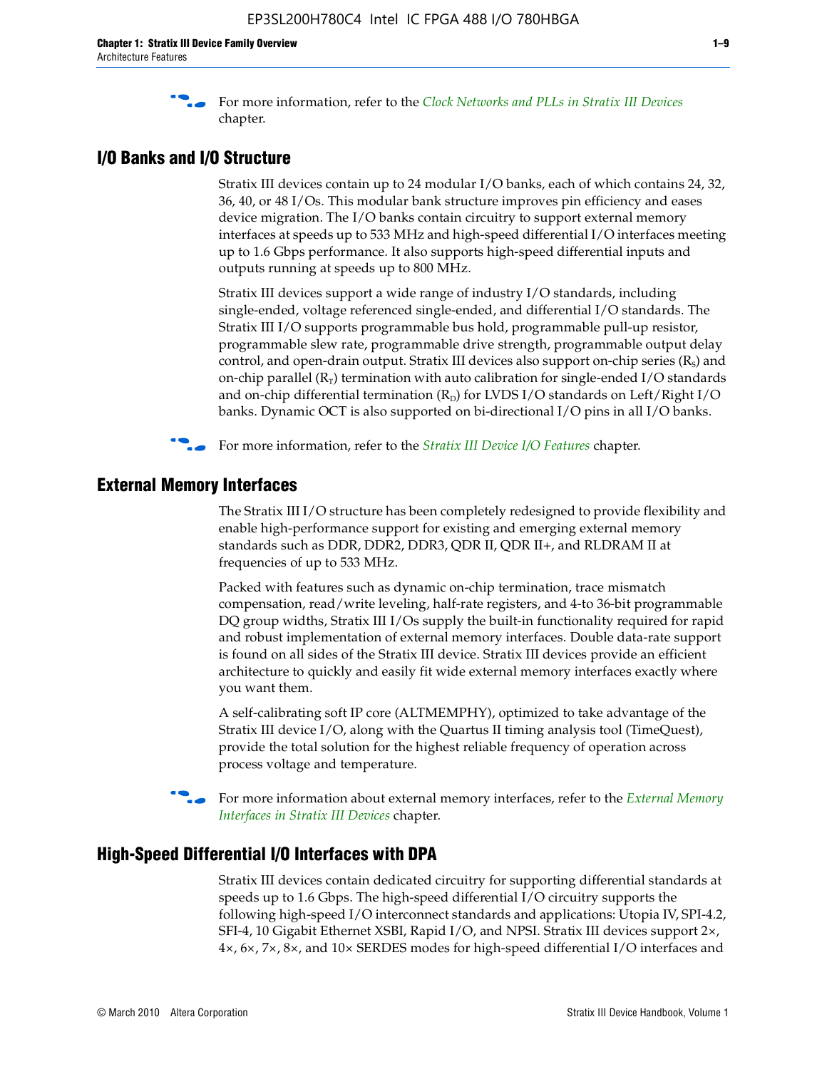For more information, refer to the *Clock Networks and PLLs in Stratix III Devices* chapter.

## I/O Banks and I/O Structure

Stratix III devices contain up to 24 modular I/O banks, each of which contains 24, 32, 36, 40, or 48 I/Os. This modular bank structure improves pin efficiency and eases device migration. The I/O banks contain circuitry to support external memory interfaces at speeds up to 533 MHz and high-speed differential I/O interfaces meeting up to 1.6 Gbps performance. It also supports high-speed differential inputs and outputs running at speeds up to 800 MHz.

Stratix III devices support a wide range of industry I/O standards, including single-ended, voltage referenced single-ended, and differential I/O standards. The Stratix III I/O supports programmable bus hold, programmable pull-up resistor, programmable slew rate, programmable drive strength, programmable output delay control, and open-drain output. Stratix III devices also support on-chip series ($R_S$) and on-chip parallel ($R_T$) termination with auto calibration for single-ended I/O standards and on-chip differential termination ($R_D$) for LVDS I/O standards on Left/Right I/O banks. Dynamic OCT is also supported on bi-directional I/O pins in all I/O banks.

For more information, refer to the *Stratix III Device I/O Features* chapter.

## External Memory Interfaces

The Stratix III I/O structure has been completely redesigned to provide flexibility and enable high-performance support for existing and emerging external memory standards such as DDR, DDR2, DDR3, QDR II, QDR II+, and RLDRAM II at frequencies of up to 533 MHz.

Packed with features such as dynamic on-chip termination, trace mismatch compensation, read/write leveling, half-rate registers, and 4-to 36-bit programmable DQ group widths, Stratix III I/Os supply the built-in functionality required for rapid and robust implementation of external memory interfaces. Double data-rate support is found on all sides of the Stratix III device. Stratix III devices provide an efficient architecture to quickly and easily fit wide external memory interfaces exactly where you want them.

A self-calibrating soft IP core (ALTMEMPHY), optimized to take advantage of the Stratix III device I/O, along with the Quartus II timing analysis tool (TimeQuest), provide the total solution for the highest reliable frequency of operation across process voltage and temperature.

For more information about external memory interfaces, refer to the *External Memory Interfaces in Stratix III Devices* chapter.

## High-Speed Differential I/O Interfaces with DPA

Stratix III devices contain dedicated circuitry for supporting differential standards at speeds up to 1.6 Gbps. The high-speed differential I/O circuitry supports the following high-speed I/O interconnect standards and applications: Utopia IV, SPI-4.2, SFI-4, 10 Gigabit Ethernet XSBI, Rapid I/O, and NPSI. Stratix III devices support 2×, 4×, 6×, 7×, 8×, and 10× SERDES modes for high-speed differential I/O interfaces and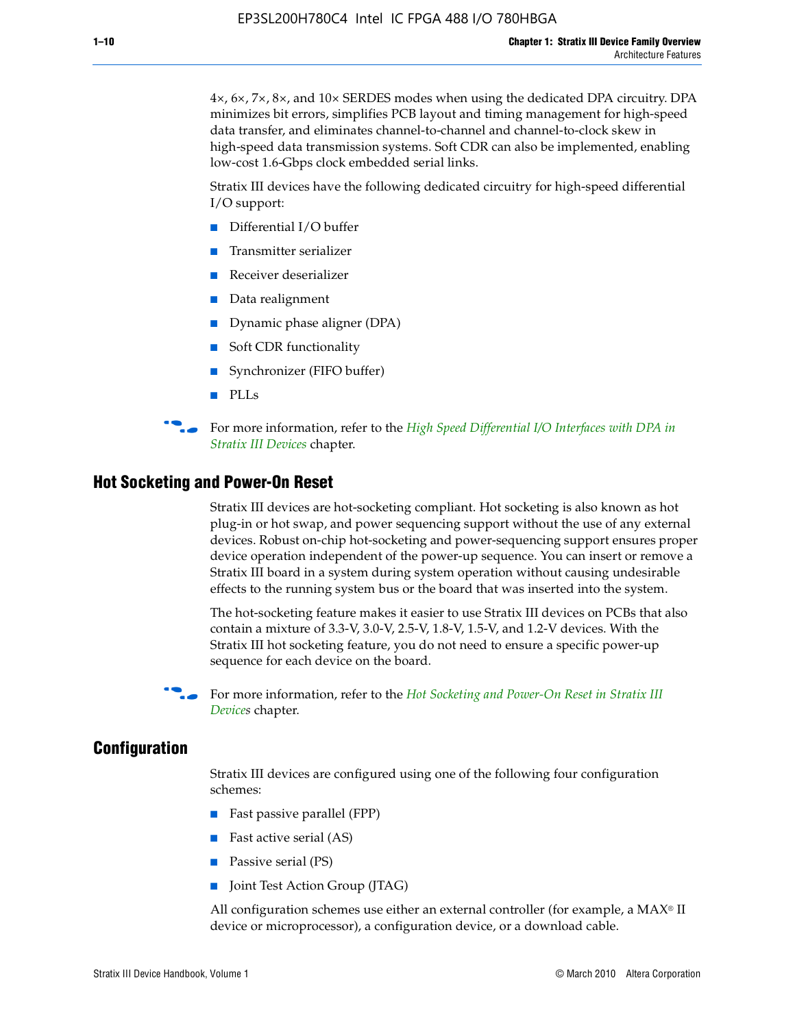4×, 6×, 7×, 8×, and 10× SERDES modes when using the dedicated DPA circuitry. DPA minimizes bit errors, simplifies PCB layout and timing management for high-speed data transfer, and eliminates channel-to-channel and channel-to-clock skew in high-speed data transmission systems. Soft CDR can also be implemented, enabling low-cost 1.6-Gbps clock embedded serial links.

Stratix III devices have the following dedicated circuitry for high-speed differential I/O support:

- Differential I/O buffer
- Transmitter serializer
- Receiver deserializer
- Data realignment
- Dynamic phase aligner (DPA)
- Soft CDR functionality
- Synchronizer (FIFO buffer)
- PLLs

For more information, refer to the *High Speed Differential I/O Interfaces with DPA in Stratix III Devices* chapter.

## Hot Socketing and Power-On Reset

Stratix III devices are hot-socketing compliant. Hot socketing is also known as hot plug-in or hot swap, and power sequencing support without the use of any external devices. Robust on-chip hot-socketing and power-sequencing support ensures proper device operation independent of the power-up sequence. You can insert or remove a Stratix III board in a system during system operation without causing undesirable effects to the running system bus or the board that was inserted into the system.

The hot-socketing feature makes it easier to use Stratix III devices on PCBs that also contain a mixture of 3.3-V, 3.0-V, 2.5-V, 1.8-V, 1.5-V, and 1.2-V devices. With the Stratix III hot socketing feature, you do not need to ensure a specific power-up sequence for each device on the board.

For more information, refer to the *Hot Socketing and Power-On Reset in Stratix III Devices* chapter.

## Configuration

Stratix III devices are configured using one of the following four configuration schemes:

- Fast passive parallel (FPP)
- Fast active serial (AS)
- Passive serial (PS)
- Joint Test Action Group (JTAG)

All configuration schemes use either an external controller (for example, a MAX® II device or microprocessor), a configuration device, or a download cable.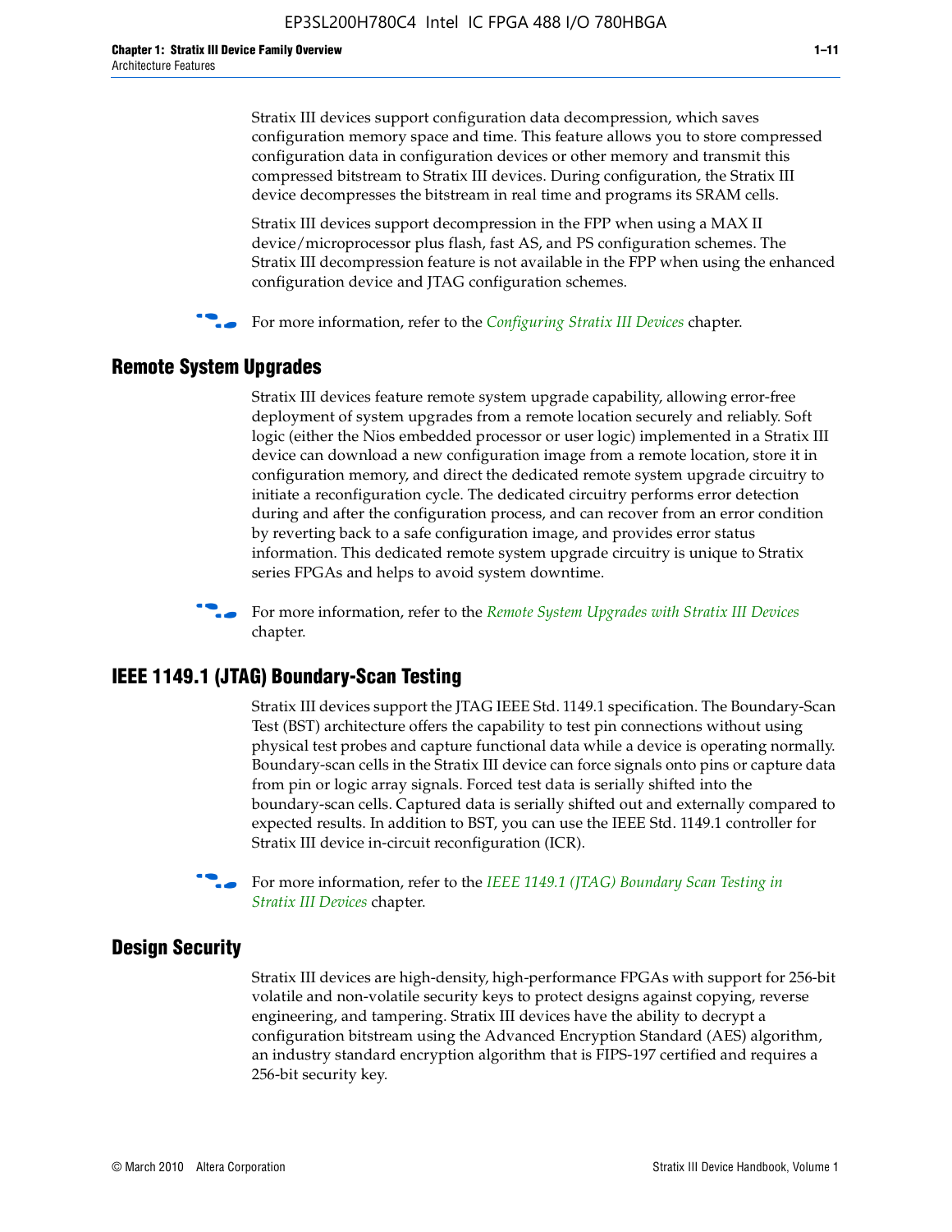Stratix III devices support configuration data decompression, which saves configuration memory space and time. This feature allows you to store compressed configuration data in configuration devices or other memory and transmit this compressed bitstream to Stratix III devices. During configuration, the Stratix III device decompresses the bitstream in real time and programs its SRAM cells.

Stratix III devices support decompression in the FPP when using a MAX II device/microprocessor plus flash, fast AS, and PS configuration schemes. The Stratix III decompression feature is not available in the FPP when using the enhanced configuration device and JTAG configuration schemes.

For more information, refer to the *Configuring Stratix III Devices* chapter.

## Remote System Upgrades

Stratix III devices feature remote system upgrade capability, allowing error-free deployment of system upgrades from a remote location securely and reliably. Soft logic (either the Nios embedded processor or user logic) implemented in a Stratix III device can download a new configuration image from a remote location, store it in configuration memory, and direct the dedicated remote system upgrade circuitry to initiate a reconfiguration cycle. The dedicated circuitry performs error detection during and after the configuration process, and can recover from an error condition by reverting back to a safe configuration image, and provides error status information. This dedicated remote system upgrade circuitry is unique to Stratix series FPGAs and helps to avoid system downtime.

For more information, refer to the *Remote System Upgrades with Stratix III Devices* chapter.

## IEEE 1149.1 (JTAG) Boundary-Scan Testing

Stratix III devices support the JTAG IEEE Std. 1149.1 specification. The Boundary-Scan Test (BST) architecture offers the capability to test pin connections without using physical test probes and capture functional data while a device is operating normally. Boundary-scan cells in the Stratix III device can force signals onto pins or capture data from pin or logic array signals. Forced test data is serially shifted into the boundary-scan cells. Captured data is serially shifted out and externally compared to expected results. In addition to BST, you can use the IEEE Std. 1149.1 controller for Stratix III device in-circuit reconfiguration (ICR).

For more information, refer to the *IEEE 1149.1 (JTAG) Boundary Scan Testing in Stratix III Devices* chapter.

## Design Security

Stratix III devices are high-density, high-performance FPGAs with support for 256-bit volatile and non-volatile security keys to protect designs against copying, reverse engineering, and tampering. Stratix III devices have the ability to decrypt a configuration bitstream using the Advanced Encryption Standard (AES) algorithm, an industry standard encryption algorithm that is FIPS-197 certified and requires a 256-bit security key.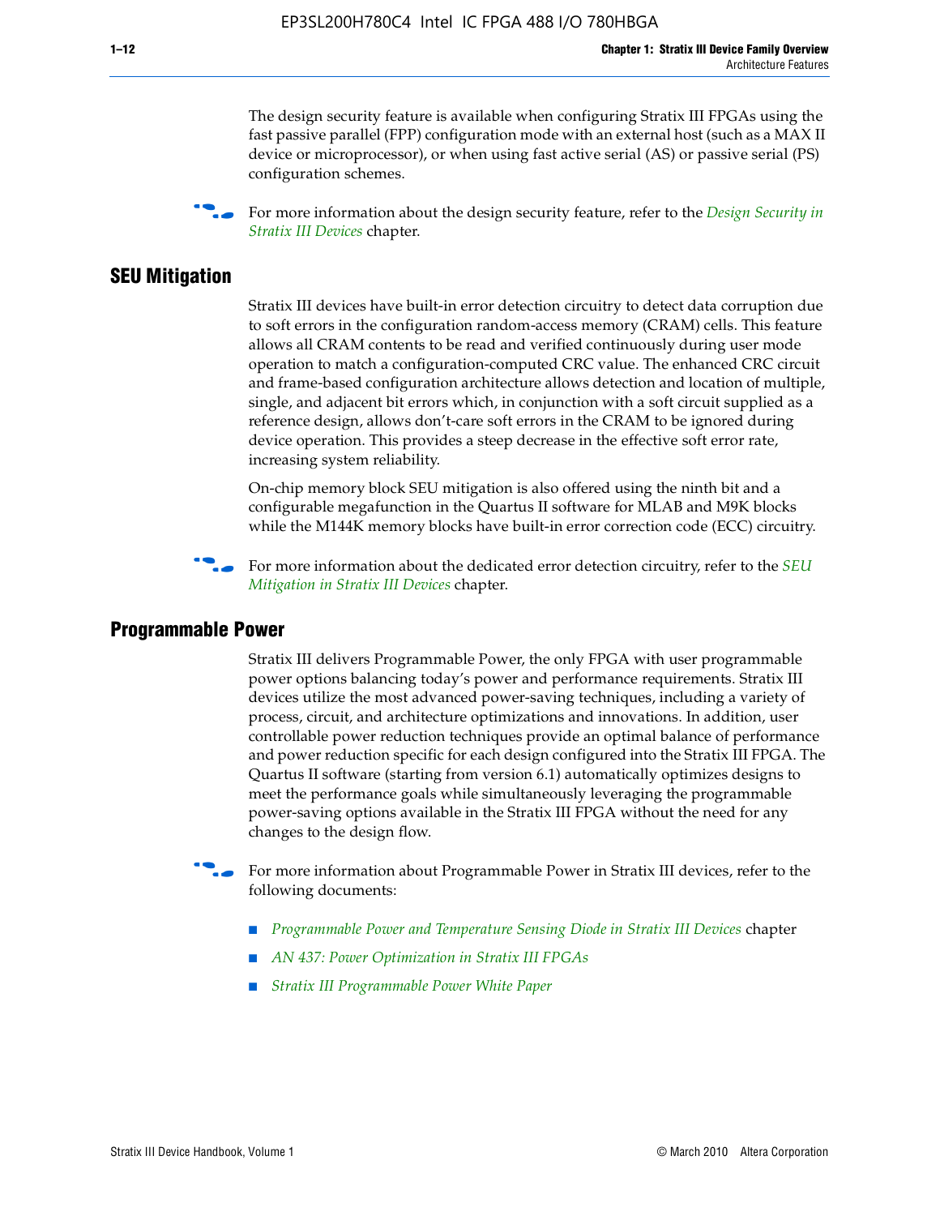The design security feature is available when configuring Stratix III FPGAs using the fast passive parallel (FPP) configuration mode with an external host (such as a MAX II device or microprocessor), or when using fast active serial (AS) or passive serial (PS) configuration schemes.

For more information about the design security feature, refer to the *Design Security in Stratix III Devices* chapter.

## SEU Mitigation

Stratix III devices have built-in error detection circuitry to detect data corruption due to soft errors in the configuration random-access memory (CRAM) cells. This feature allows all CRAM contents to be read and verified continuously during user mode operation to match a configuration-computed CRC value. The enhanced CRC circuit and frame-based configuration architecture allows detection and location of multiple, single, and adjacent bit errors which, in conjunction with a soft circuit supplied as a reference design, allows don't-care soft errors in the CRAM to be ignored during device operation. This provides a steep decrease in the effective soft error rate, increasing system reliability.

On-chip memory block SEU mitigation is also offered using the ninth bit and a configurable megafunction in the Quartus II software for MLAB and M9K blocks while the M144K memory blocks have built-in error correction code (ECC) circuitry.

For more information about the dedicated error detection circuitry, refer to the *SEU Mitigation in Stratix III Devices* chapter.

## Programmable Power

Stratix III delivers Programmable Power, the only FPGA with user programmable power options balancing today's power and performance requirements. Stratix III devices utilize the most advanced power-saving techniques, including a variety of process, circuit, and architecture optimizations and innovations. In addition, user controllable power reduction techniques provide an optimal balance of performance and power reduction specific for each design configured into the Stratix III FPGA. The Quartus II software (starting from version 6.1) automatically optimizes designs to meet the performance goals while simultaneously leveraging the programmable power-saving options available in the Stratix III FPGA without the need for any changes to the design flow.

For more information about Programmable Power in Stratix III devices, refer to the following documents:

- *Programmable Power and Temperature Sensing Diode in Stratix III Devices* chapter
- *AN 437: Power Optimization in Stratix III FPGAs*
- *Stratix III Programmable Power White Paper*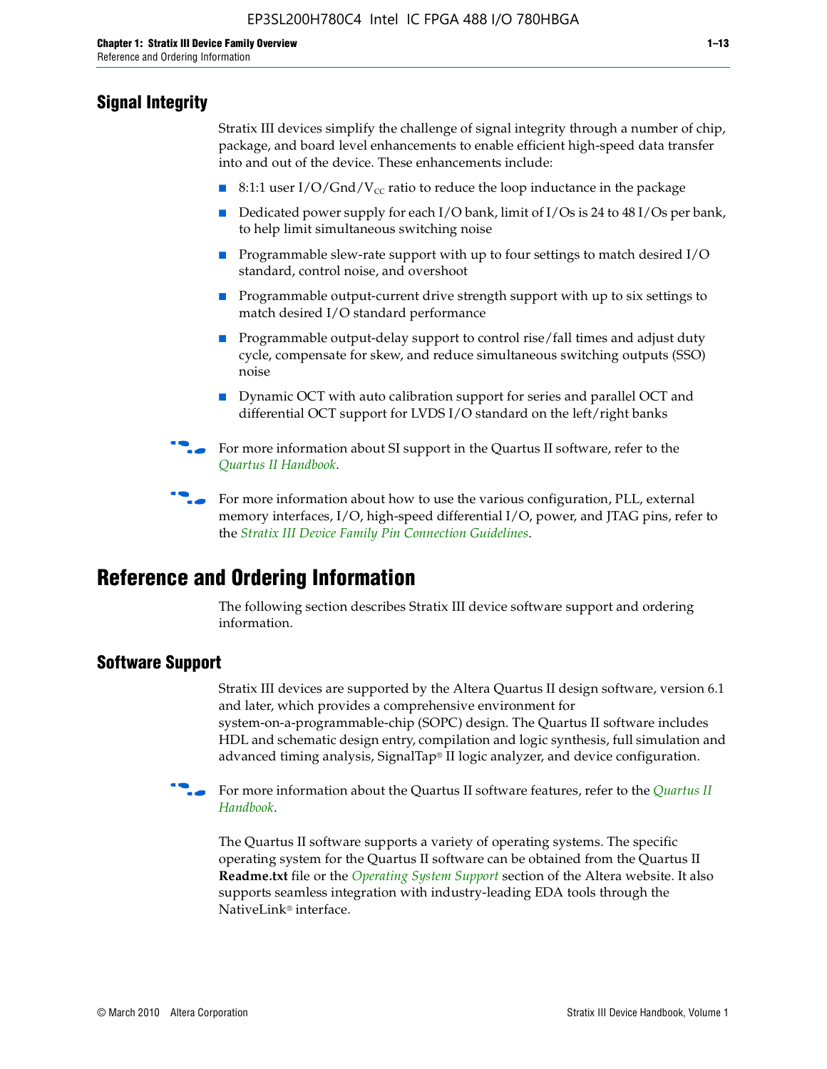## Signal Integrity

Stratix III devices simplify the challenge of signal integrity through a number of chip, package, and board level enhancements to enable efficient high-speed data transfer into and out of the device. These enhancements include:

- 8:1:1 user I/O/Gnd/$V_{CC}$ ratio to reduce the loop inductance in the package
- Dedicated power supply for each I/O bank, limit of I/Os is 24 to 48 I/Os per bank, to help limit simultaneous switching noise
- Programmable slew-rate support with up to four settings to match desired I/O standard, control noise, and overshoot
- Programmable output-current drive strength support with up to six settings to match desired I/O standard performance
- Programmable output-delay support to control rise/fall times and adjust duty cycle, compensate for skew, and reduce simultaneous switching outputs (SSO) noise
- Dynamic OCT with auto calibration support for series and parallel OCT and differential OCT support for LVDS I/O standard on the left/right banks

For more information about SI support in the Quartus II software, refer to the *Quartus II Handbook*.

For more information about how to use the various configuration, PLL, external memory interfaces, I/O, high-speed differential I/O, power, and JTAG pins, refer to the *Stratix III Device Family Pin Connection Guidelines*.

# Reference and Ordering Information

The following section describes Stratix III device software support and ordering information.

## Software Support

Stratix III devices are supported by the Altera Quartus II design software, version 6.1 and later, which provides a comprehensive environment for system-on-a-programmable-chip (SOPC) design. The Quartus II software includes HDL and schematic design entry, compilation and logic synthesis, full simulation and advanced timing analysis, SignalTap® II logic analyzer, and device configuration.

For more information about the Quartus II software features, refer to the *Quartus II Handbook*.

The Quartus II software supports a variety of operating systems. The specific operating system for the Quartus II software can be obtained from the Quartus II **Readme.txt** file or the *Operating System Support* section of the Altera website. It also supports seamless integration with industry-leading EDA tools through the NativeLink® interface.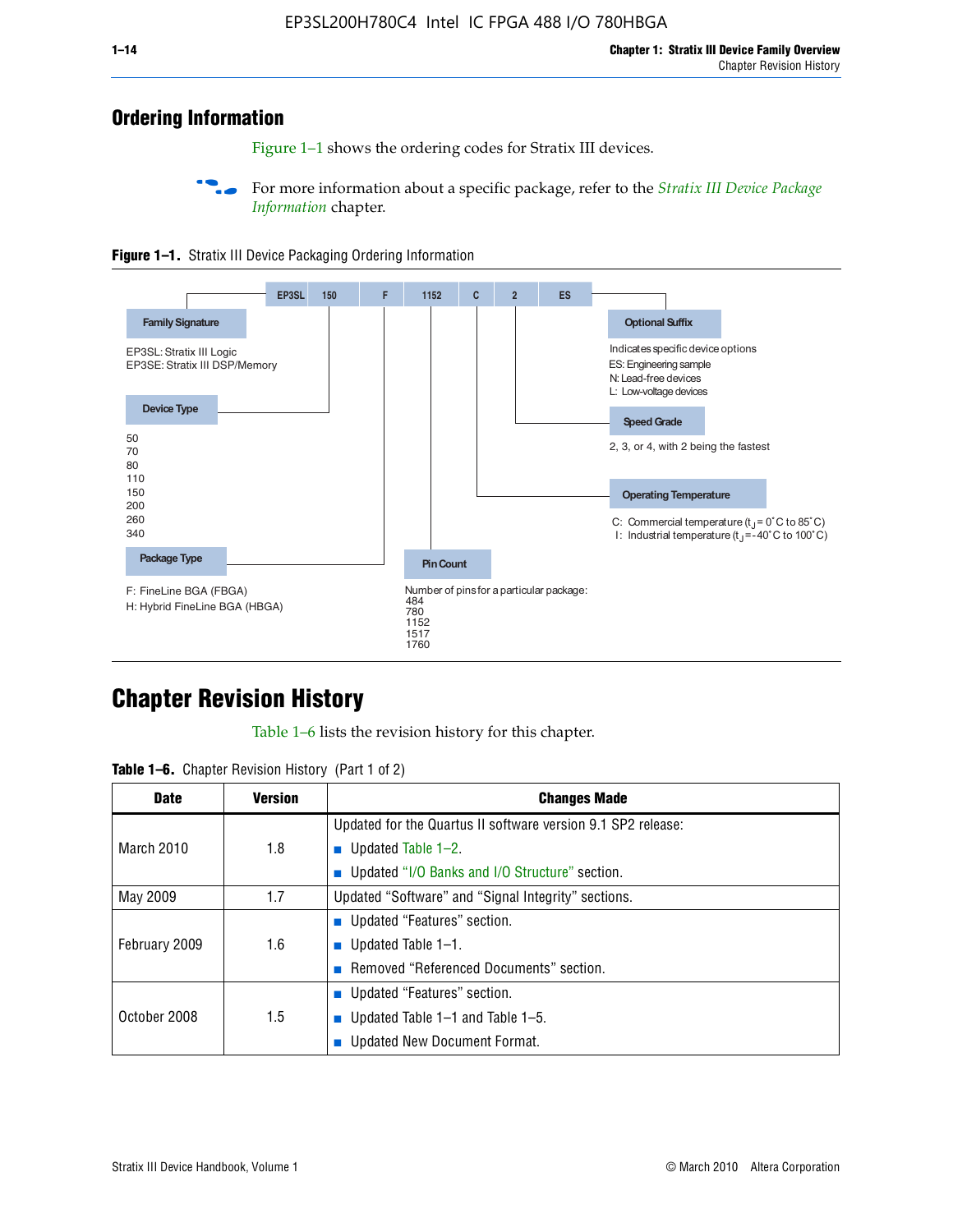## Ordering Information

Figure 1–1 shows the ordering codes for Stratix III devices.

For more information about a specific package, refer to the *Stratix III Device Package Information* chapter.

**Figure 1–1.** Stratix III Device Packaging Ordering Information

EP3SL 150 F 1152 C 2 ES

**Family Signature**

EP3SL: Stratix III Logic
EP3SE: Stratix III DSP/Memory

**Device Type**

50
70
80
110
150
200
260
340

**Package Type**

F: FineLine BGA (FBGA)
H: Hybrid FineLine BGA (HBGA)

**Pin Count**

Number of pins for a particular package:
484
780
1152
1517
1760

**Operating Temperature**

C: Commercial temperature ($t_J$ = 0°C to 85°C)
I: Industrial temperature ($t_J$ = -40°C to 100°C)

**Speed Grade**

2, 3, or 4, with 2 being the fastest

**Optional Suffix**

Indicates specific device options
ES: Engineering sample
N: Lead-free devices
L: Low-voltage devices

## Chapter Revision History

Table 1–6 lists the revision history for this chapter.

**Table 1–6.** Chapter Revision History (Part 1 of 2)

| Date | Version | Changes Made |
|---|---|---|
| March 2010 | 1.8 | Updated for the Quartus II software version 9.1 SP2 release:<br>■ Updated Table 1–2.<br>■ Updated "I/O Banks and I/O Structure" section. |
| May 2009 | 1.7 | Updated "Software" and "Signal Integrity" sections. |
| February 2009 | 1.6 | ■ Updated "Features" section.<br>■ Updated Table 1–1.<br>■ Removed "Referenced Documents" section. |
| October 2008 | 1.5 | ■ Updated "Features" section.<br>■ Updated Table 1–1 and Table 1–5.<br>■ Updated New Document Format. |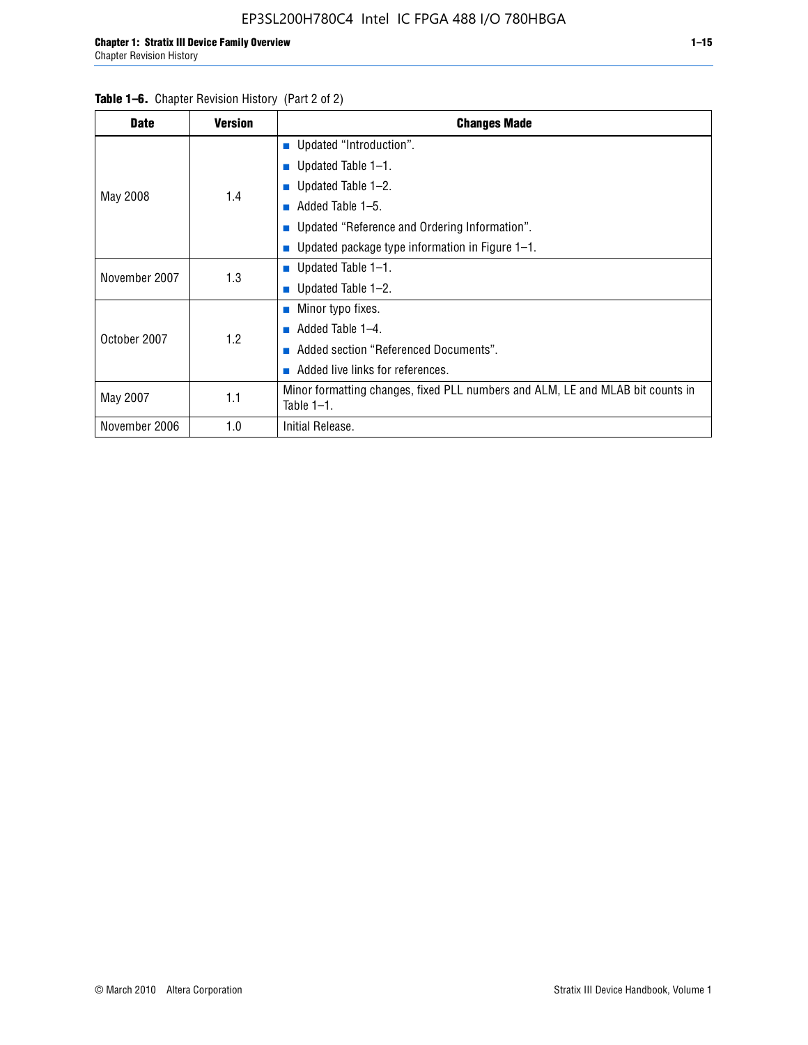**Table 1–6.** Chapter Revision History (Part 2 of 2)

| Date | Version | Changes Made |
|---|---|---|
| May 2008 | 1.4 | ■ Updated "Introduction".<br>■ Updated Table 1–1.<br>■ Updated Table 1–2.<br>■ Added Table 1–5.<br>■ Updated "Reference and Ordering Information".<br>■ Updated package type information in Figure 1–1. |
| November 2007 | 1.3 | ■ Updated Table 1–1.<br>■ Updated Table 1–2. |
| October 2007 | 1.2 | ■ Minor typo fixes.<br>■ Added Table 1–4.<br>■ Added section "Referenced Documents".<br>■ Added live links for references. |
| May 2007 | 1.1 | Minor formatting changes, fixed PLL numbers and ALM, LE and MLAB bit counts in Table 1–1. |
| November 2006 | 1.0 | Initial Release. |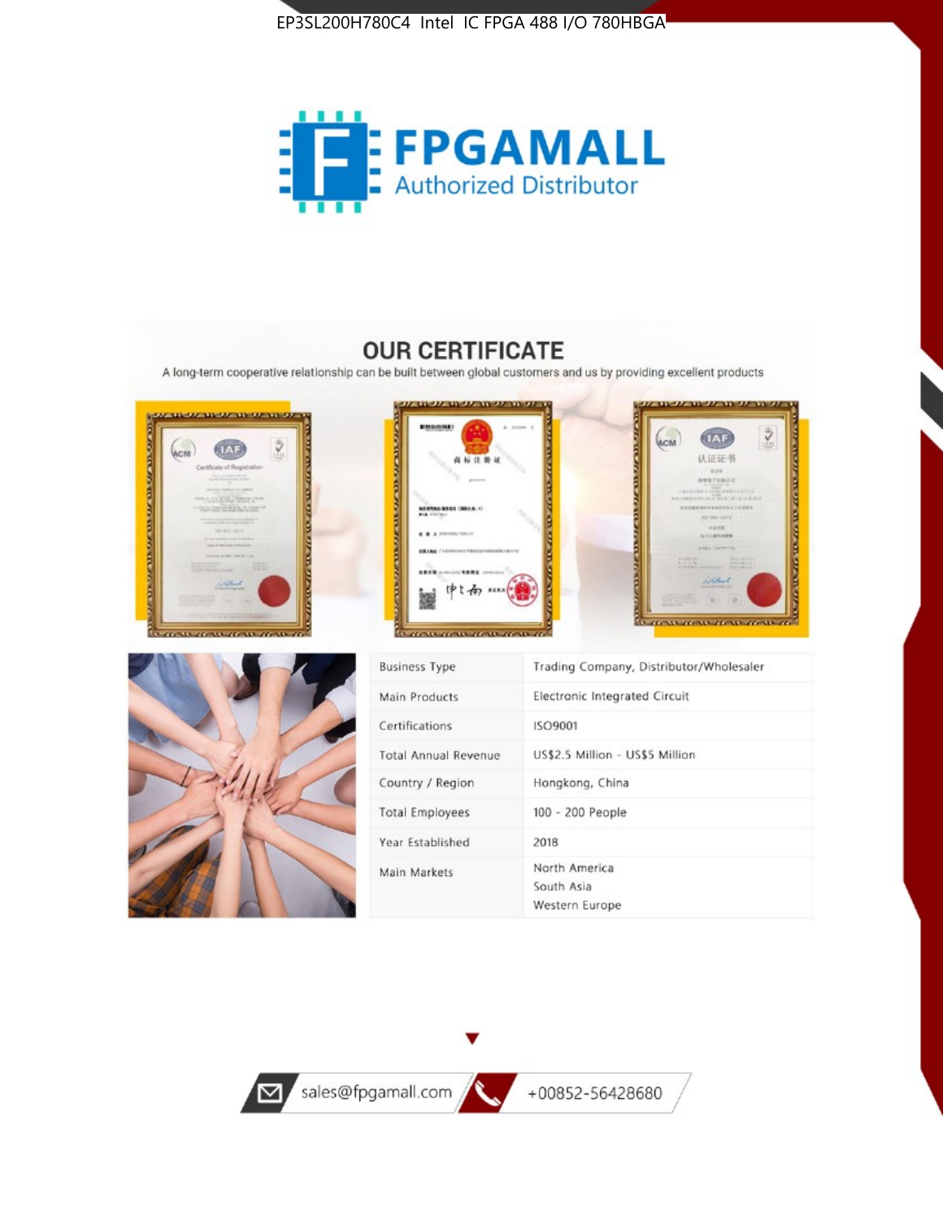FPGAMALL
Authorized Distributor

## OUR CERTIFICATE

A long-term cooperative relationship can be built between global customers and us by providing excellent products

| | |
|---|---|
| Business Type | Trading Company, Distributor/Wholesaler |
| Main Products | Electronic Integrated Circuit |
| Certifications | ISO9001 |
| Total Annual Revenue | US$2.5 Million - US$5 Million |
| Country / Region | Hongkong, China |
| Total Employees | 100 - 200 People |
| Year Established | 2018 |
| Main Markets | North America<br>South Asia<br>Western Europe |

sales@fpgamall.com

+00852-56428680